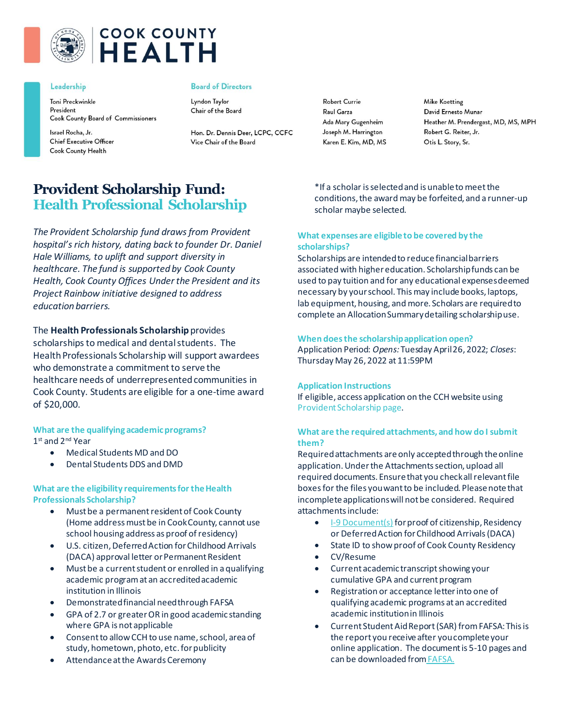# COOK COUNTY HEALTH

**Leadership**

Toni Preckwinkle
President
Cook County Board of Commissioners

Israel Rocha, Jr.
Chief Executive Officer
Cook County Health

**Board of Directors**

Lyndon Taylor
Chair of the Board

Hon. Dr. Dennis Deer, LCPC, CCFC
Vice Chair of the Board

Robert Currie
Raul Garza
Ada Mary Gugenheim
Joseph M. Harrington
Karen E. Kim, MD, MS

Mike Koetting
David Ernesto Munar
Heather M. Prendergast, MD, MS, MPH
Robert G. Reiter, Jr.
Otis L. Story, Sr.

# Provident Scholarship Fund: Health Professional Scholarship

*The Provident Scholarship fund draws from Provident hospital's rich history, dating back to founder Dr. Daniel Hale Williams, to uplift and support diversity in healthcare. The fund is supported by Cook County Health, Cook County Offices Under the President and its Project Rainbow initiative designed to address education barriers.*

The **Health Professionals Scholarship** provides scholarships to medical and dental students. The Health Professionals Scholarship will support awardees who demonstrate a commitment to serve the healthcare needs of underrepresented communities in Cook County. Students are eligible for a one-time award of $20,000.

### What are the qualifying academic programs?

1st and 2nd Year

- Medical Students MD and DO
- Dental Students DDS and DMD

### What are the eligibility requirements for the Health Professionals Scholarship?

- Must be a permanent resident of Cook County (Home address must be in Cook County, cannot use school housing address as proof of residency)
- U.S. citizen, Deferred Action for Childhood Arrivals (DACA) approval letter or Permanent Resident
- Must be a current student or enrolled in a qualifying academic program at an accredited academic institution in Illinois
- Demonstrated financial need through FAFSA
- GPA of 2.7 or greater OR in good academic standing where GPA is not applicable
- Consent to allow CCH to use name, school, area of study, hometown, photo, etc. for publicity
- Attendance at the Awards Ceremony

*If a scholar is selected and is unable to meet the conditions, the award may be forfeited, and a runner-up scholar maybe selected.

### What expenses are eligible to be covered by the scholarships?

Scholarships are intended to reduce financial barriers associated with higher education. Scholarship funds can be used to pay tuition and for any educational expenses deemed necessary by your school. This may include books, laptops, lab equipment, housing, and more. Scholars are required to complete an Allocation Summary detailing scholarship use.

### When does the scholarship application open?

Application Period: *Opens:* Tuesday April 26, 2022; *Closes*: Thursday May 26, 2022 at 11:59PM

### Application Instructions

If eligible, access application on the CCH website using Provident Scholarship page.

### What are the required attachments, and how do I submit them?

Required attachments are only accepted through the online application. Under the Attachments section, upload all required documents. Ensure that you check all relevant file boxes for the files you want to be included. Please note that incomplete applications will not be considered. Required attachments include:

- I-9 Document(s) for proof of citizenship, Residency or Deferred Action for Childhood Arrivals (DACA)
- State ID to show proof of Cook County Residency
- CV/Resume
- Current academic transcript showing your cumulative GPA and current program
- Registration or acceptance letter into one of qualifying academic programs at an accredited academic institution in Illinois
- Current Student Aid Report (SAR) from FAFSA: This is the report you receive after you complete your online application. The document is 5-10 pages and can be downloaded from FAFSA.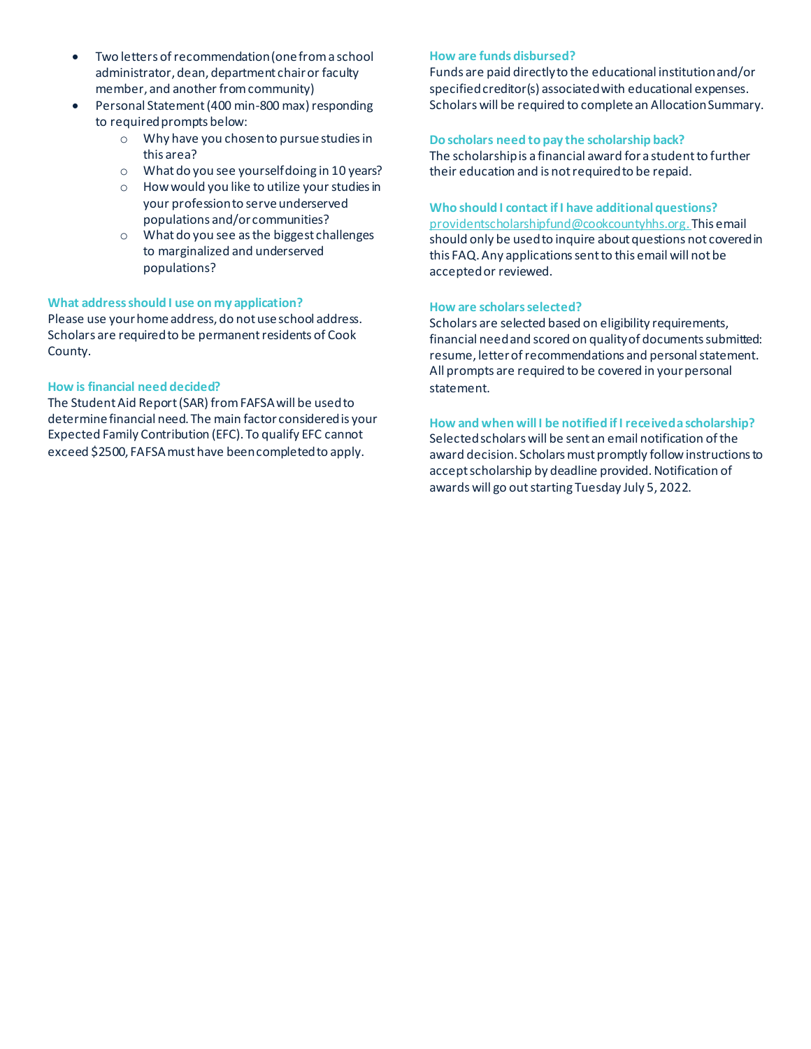- Two letters of recommendation (one from a school administrator, dean, department chair or faculty member, and another from community)
- Personal Statement (400 min-800 max) responding to required prompts below:
  - Why have you chosen to pursue studies in this area?
  - What do you see yourself doing in 10 years?
  - How would you like to utilize your studies in your profession to serve underserved populations and/or communities?
  - What do you see as the biggest challenges to marginalized and underserved populations?

### What address should I use on my application?

Please use your home address, do not use school address. Scholars are required to be permanent residents of Cook County.

### How is financial need decided?

The Student Aid Report (SAR) from FAFSA will be used to determine financial need. The main factor considered is your Expected Family Contribution (EFC). To qualify EFC cannot exceed $2500, FAFSA must have been completed to apply.

### How are funds disbursed?

Funds are paid directly to the educational institution and/or specified creditor(s) associated with educational expenses. Scholars will be required to complete an Allocation Summary.

### Do scholars need to pay the scholarship back?

The scholarship is a financial award for a student to further their education and is not required to be repaid.

### Who should I contact if I have additional questions?

providentscholarshipfund@cookcountyhhs.org. This email should only be used to inquire about questions not covered in this FAQ. Any applications sent to this email will not be accepted or reviewed.

### How are scholars selected?

Scholars are selected based on eligibility requirements, financial need and scored on quality of documents submitted: resume, letter of recommendations and personal statement. All prompts are required to be covered in your personal statement.

### How and when will I be notified if I received a scholarship?

Selected scholars will be sent an email notification of the award decision. Scholars must promptly follow instructions to accept scholarship by deadline provided. Notification of awards will go out starting Tuesday July 5, 2022.